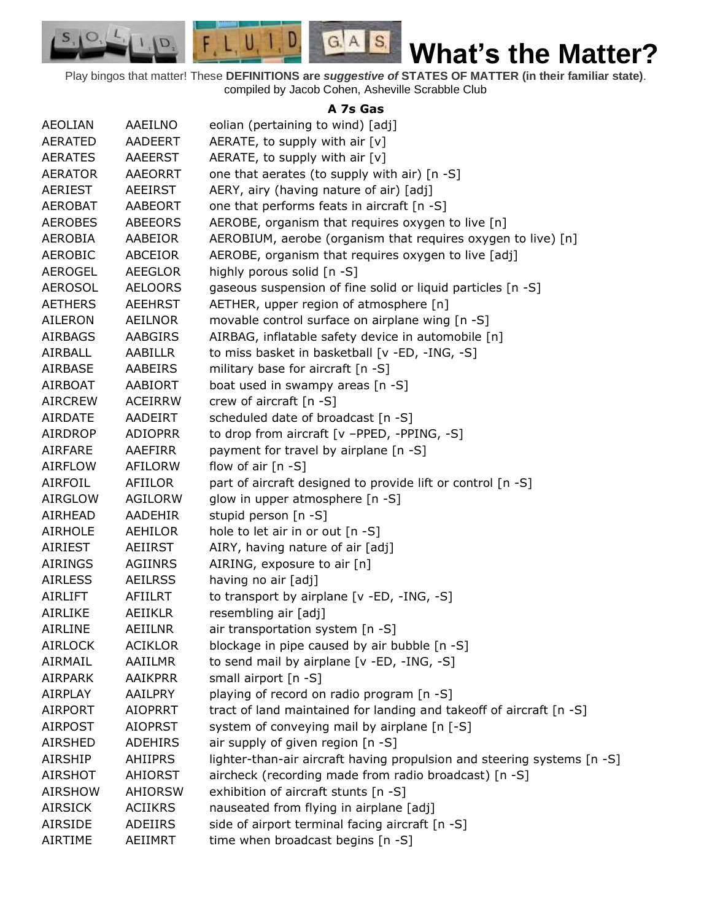# What's the Matter?

Play bingos that matter! These **DEFINITIONS are *suggestive of* STATES OF MATTER (in their familiar state)**.
compiled by Jacob Cohen, Asheville Scrabble Club

### A 7s Gas

| | | |
|---|---|---|
| AEOLIAN | AAEILNO | eolian (pertaining to wind) [adj] |
| AERATED | AADEERT | AERATE, to supply with air [v] |
| AERATES | AAEERST | AERATE, to supply with air [v] |
| AERATOR | AAEORRT | one that aerates (to supply with air) [n -S] |
| AERIEST | AEEIRST | AERY, airy (having nature of air) [adj] |
| AEROBAT | AABEORT | one that performs feats in aircraft [n -S] |
| AEROBES | ABEEORS | AEROBE, organism that requires oxygen to live [n] |
| AEROBIA | AABEIOR | AEROBIUM, aerobe (organism that requires oxygen to live) [n] |
| AEROBIC | ABCEIOR | AEROBE, organism that requires oxygen to live [adj] |
| AEROGEL | AEEGLOR | highly porous solid [n -S] |
| AEROSOL | AELOORS | gaseous suspension of fine solid or liquid particles [n -S] |
| AETHERS | AEEHRST | AETHER, upper region of atmosphere [n] |
| AILERON | AEILNOR | movable control surface on airplane wing [n -S] |
| AIRBAGS | AABGIRS | AIRBAG, inflatable safety device in automobile [n] |
| AIRBALL | AABILLR | to miss basket in basketball [v -ED, -ING, -S] |
| AIRBASE | AABEIRS | military base for aircraft [n -S] |
| AIRBOAT | AABIORT | boat used in swampy areas [n -S] |
| AIRCREW | ACEIRRW | crew of aircraft [n -S] |
| AIRDATE | AADEIRT | scheduled date of broadcast [n -S] |
| AIRDROP | ADIOPRR | to drop from aircraft [v –PPED, -PPING, -S] |
| AIRFARE | AAEFIRR | payment for travel by airplane [n -S] |
| AIRFLOW | AFILORW | flow of air [n -S] |
| AIRFOIL | AFIILOR | part of aircraft designed to provide lift or control [n -S] |
| AIRGLOW | AGILORW | glow in upper atmosphere [n -S] |
| AIRHEAD | AADEHIR | stupid person [n -S] |
| AIRHOLE | AEHILOR | hole to let air in or out [n -S] |
| AIRIEST | AEIIRST | AIRY, having nature of air [adj] |
| AIRINGS | AGIINRS | AIRING, exposure to air [n] |
| AIRLESS | AEILRSS | having no air [adj] |
| AIRLIFT | AFIILRT | to transport by airplane [v -ED, -ING, -S] |
| AIRLIKE | AEIIKLR | resembling air [adj] |
| AIRLINE | AEIILNR | air transportation system [n -S] |
| AIRLOCK | ACIKLOR | blockage in pipe caused by air bubble [n -S] |
| AIRMAIL | AAIILMR | to send mail by airplane [v -ED, -ING, -S] |
| AIRPARK | AAIKPRR | small airport [n -S] |
| AIRPLAY | AAILPRY | playing of record on radio program [n -S] |
| AIRPORT | AIOPRRT | tract of land maintained for landing and takeoff of aircraft [n -S] |
| AIRPOST | AIOPRST | system of conveying mail by airplane [n [-S] |
| AIRSHED | ADEHIRS | air supply of given region [n -S] |
| AIRSHIP | AHIIPRS | lighter-than-air aircraft having propulsion and steering systems [n -S] |
| AIRSHOT | AHIORST | aircheck (recording made from radio broadcast) [n -S] |
| AIRSHOW | AHIORSW | exhibition of aircraft stunts [n -S] |
| AIRSICK | ACIIKRS | nauseated from flying in airplane [adj] |
| AIRSIDE | ADEIIRS | side of airport terminal facing aircraft [n -S] |
| AIRTIME | AEIIMRT | time when broadcast begins [n -S] |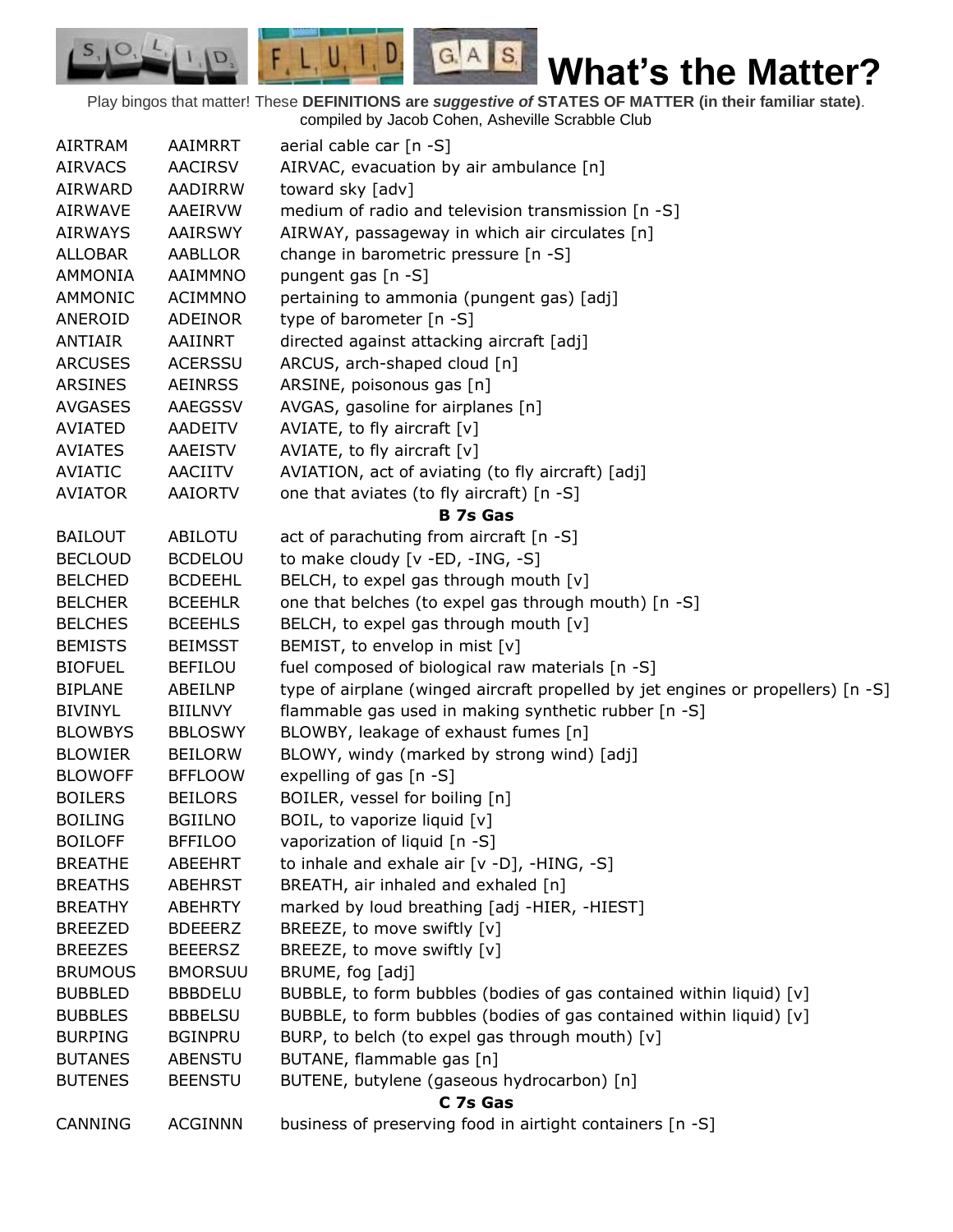# What's the Matter?

Play bingos that matter! These **DEFINITIONS are *suggestive of* STATES OF MATTER (in their familiar state)**. compiled by Jacob Cohen, Asheville Scrabble Club

| | | |
|---|---|---|
| AIRTRAM | AAIMRRT | aerial cable car [n -S] |
| AIRVACS | AACIRSV | AIRVAC, evacuation by air ambulance [n] |
| AIRWARD | AADIRRW | toward sky [adv] |
| AIRWAVE | AAEIRVW | medium of radio and television transmission [n -S] |
| AIRWAYS | AAIRSWY | AIRWAY, passageway in which air circulates [n] |
| ALLOBAR | AABLLOR | change in barometric pressure [n -S] |
| AMMONIA | AAIMMNO | pungent gas [n -S] |
| AMMONIC | ACIMMNO | pertaining to ammonia (pungent gas) [adj] |
| ANEROID | ADEINOR | type of barometer [n -S] |
| ANTIAIR | AAIINRT | directed against attacking aircraft [adj] |
| ARCUSES | ACERSSU | ARCUS, arch-shaped cloud [n] |
| ARSINES | AEINRSS | ARSINE, poisonous gas [n] |
| AVGASES | AAEGSSV | AVGAS, gasoline for airplanes [n] |
| AVIATED | AADEITV | AVIATE, to fly aircraft [v] |
| AVIATES | AAEISTV | AVIATE, to fly aircraft [v] |
| AVIATIC | AACIITV | AVIATION, act of aviating (to fly aircraft) [adj] |
| AVIATOR | AAIORTV | one that aviates (to fly aircraft) [n -S] |
| | | **B 7s Gas** |
| BAILOUT | ABILOTU | act of parachuting from aircraft [n -S] |
| BECLOUD | BCDELOU | to make cloudy [v -ED, -ING, -S] |
| BELCHED | BCDEEHL | BELCH, to expel gas through mouth [v] |
| BELCHER | BCEEHLR | one that belches (to expel gas through mouth) [n -S] |
| BELCHES | BCEEHLS | BELCH, to expel gas through mouth [v] |
| BEMISTS | BEIMSST | BEMIST, to envelop in mist [v] |
| BIOFUEL | BEFILOU | fuel composed of biological raw materials [n -S] |
| BIPLANE | ABEILNP | type of airplane (winged aircraft propelled by jet engines or propellers) [n -S] |
| BIVINYL | BIILNVY | flammable gas used in making synthetic rubber [n -S] |
| BLOWBYS | BBLOSWY | BLOWBY, leakage of exhaust fumes [n] |
| BLOWIER | BEILORW | BLOWY, windy (marked by strong wind) [adj] |
| BLOWOFF | BFFLOOW | expelling of gas [n -S] |
| BOILERS | BEILORS | BOILER, vessel for boiling [n] |
| BOILING | BGIILNO | BOIL, to vaporize liquid [v] |
| BOILOFF | BFFILOO | vaporization of liquid [n -S] |
| BREATHE | ABEEHRT | to inhale and exhale air [v -D], -HING, -S] |
| BREATHS | ABEHRST | BREATH, air inhaled and exhaled [n] |
| BREATHY | ABEHRTY | marked by loud breathing [adj -HIER, -HIEST] |
| BREEZED | BDEEERZ | BREEZE, to move swiftly [v] |
| BREEZES | BEEERSZ | BREEZE, to move swiftly [v] |
| BRUMOUS | BMORSUU | BRUME, fog [adj] |
| BUBBLED | BBBDELU | BUBBLE, to form bubbles (bodies of gas contained within liquid) [v] |
| BUBBLES | BBBELSU | BUBBLE, to form bubbles (bodies of gas contained within liquid) [v] |
| BURPING | BGINPRU | BURP, to belch (to expel gas through mouth) [v] |
| BUTANES | ABENSTU | BUTANE, flammable gas [n] |
| BUTENES | BEENSTU | BUTENE, butylene (gaseous hydrocarbon) [n] |
| | | **C 7s Gas** |
| CANNING | ACGINNN | business of preserving food in airtight containers [n -S] |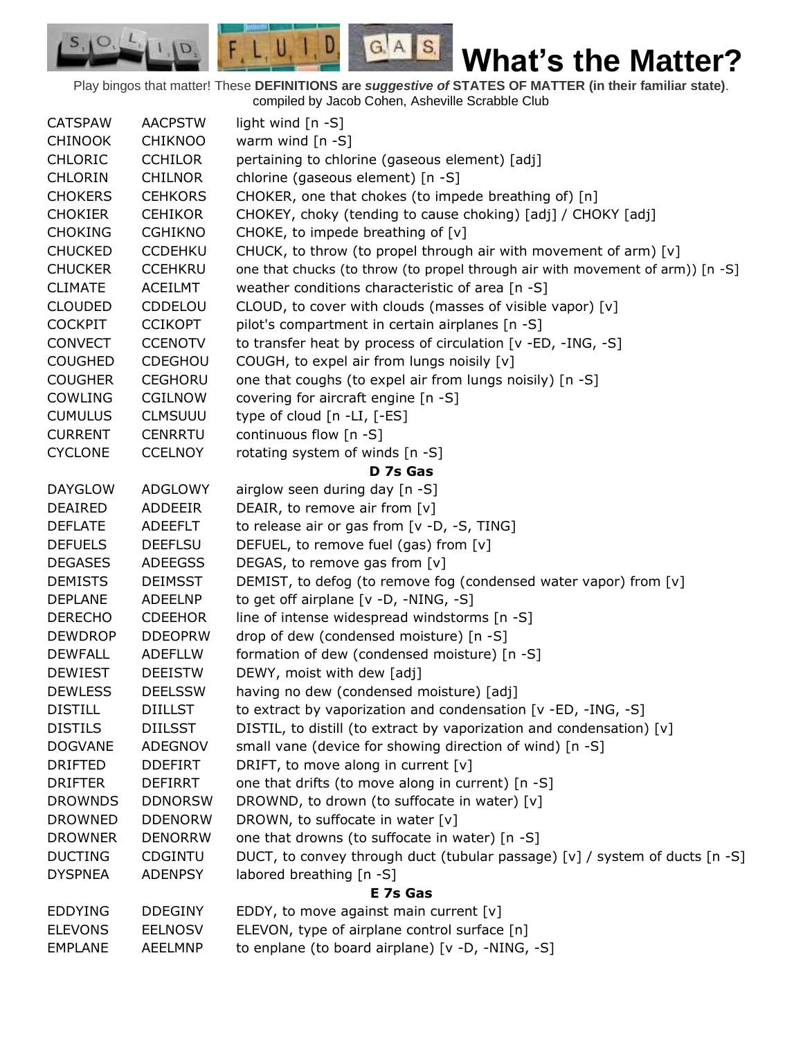# What's the Matter?

Play bingos that matter! These **DEFINITIONS are *suggestive of* STATES OF MATTER (in their familiar state)**.
compiled by Jacob Cohen, Asheville Scrabble Club

| | | |
|---|---|---|
| CATSPAW | AACPSTW | light wind [n -S] |
| CHINOOK | CHIKNOO | warm wind [n -S] |
| CHLORIC | CCHILOR | pertaining to chlorine (gaseous element) [adj] |
| CHLORIN | CHILNOR | chlorine (gaseous element) [n -S] |
| CHOKERS | CEHKORS | CHOKER, one that chokes (to impede breathing of) [n] |
| CHOKIER | CEHIKOR | CHOKEY, choky (tending to cause choking) [adj] / CHOKY [adj] |
| CHOKING | CGHIKNO | CHOKE, to impede breathing of [v] |
| CHUCKED | CCDEHKU | CHUCK, to throw (to propel through air with movement of arm) [v] |
| CHUCKER | CCEHKRU | one that chucks (to throw (to propel through air with movement of arm)) [n -S] |
| CLIMATE | ACEILMT | weather conditions characteristic of area [n -S] |
| CLOUDED | CDDELOU | CLOUD, to cover with clouds (masses of visible vapor) [v] |
| COCKPIT | CCIKOPT | pilot's compartment in certain airplanes [n -S] |
| CONVECT | CCENOTV | to transfer heat by process of circulation [v -ED, -ING, -S] |
| COUGHED | CDEGHOU | COUGH, to expel air from lungs noisily [v] |
| COUGHER | CEGHORU | one that coughs (to expel air from lungs noisily) [n -S] |
| COWLING | CGILNOW | covering for aircraft engine [n -S] |
| CUMULUS | CLMSUUU | type of cloud [n -LI, [-ES] |
| CURRENT | CENRRTU | continuous flow [n -S] |
| CYCLONE | CCELNOY | rotating system of winds [n -S] |
| | | **D 7s Gas** |
| DAYGLOW | ADGLOWY | airglow seen during day [n -S] |
| DEAIRED | ADDEEIR | DEAIR, to remove air from [v] |
| DEFLATE | ADEEFLT | to release air or gas from [v -D, -S, TING] |
| DEFUELS | DEEFLSU | DEFUEL, to remove fuel (gas) from [v] |
| DEGASES | ADEEGSS | DEGAS, to remove gas from [v] |
| DEMISTS | DEIMSST | DEMIST, to defog (to remove fog (condensed water vapor) from [v] |
| DEPLANE | ADEELNP | to get off airplane [v -D, -NING, -S] |
| DERECHO | CDEEHOR | line of intense widespread windstorms [n -S] |
| DEWDROP | DDEOPRW | drop of dew (condensed moisture) [n -S] |
| DEWFALL | ADEFLLW | formation of dew (condensed moisture) [n -S] |
| DEWIEST | DEEISTW | DEWY, moist with dew [adj] |
| DEWLESS | DEELSSW | having no dew (condensed moisture) [adj] |
| DISTILL | DIILLST | to extract by vaporization and condensation [v -ED, -ING, -S] |
| DISTILS | DIILSST | DISTIL, to distill (to extract by vaporization and condensation) [v] |
| DOGVANE | ADEGNOV | small vane (device for showing direction of wind) [n -S] |
| DRIFTED | DDEFIRT | DRIFT, to move along in current [v] |
| DRIFTER | DEFIRRT | one that drifts (to move along in current) [n -S] |
| DROWNDS | DDNORSW | DROWND, to drown (to suffocate in water) [v] |
| DROWNED | DDENORW | DROWN, to suffocate in water [v] |
| DROWNER | DENORRW | one that drowns (to suffocate in water) [n -S] |
| DUCTING | CDGINTU | DUCT, to convey through duct (tubular passage) [v] / system of ducts [n -S] |
| DYSPNEA | ADENPSY | labored breathing [n -S] |
| | | **E 7s Gas** |
| EDDYING | DDEGINY | EDDY, to move against main current [v] |
| ELEVONS | EELNOSV | ELEVON, type of airplane control surface [n] |
| EMPLANE | AEELMNP | to enplane (to board airplane) [v -D, -NING, -S] |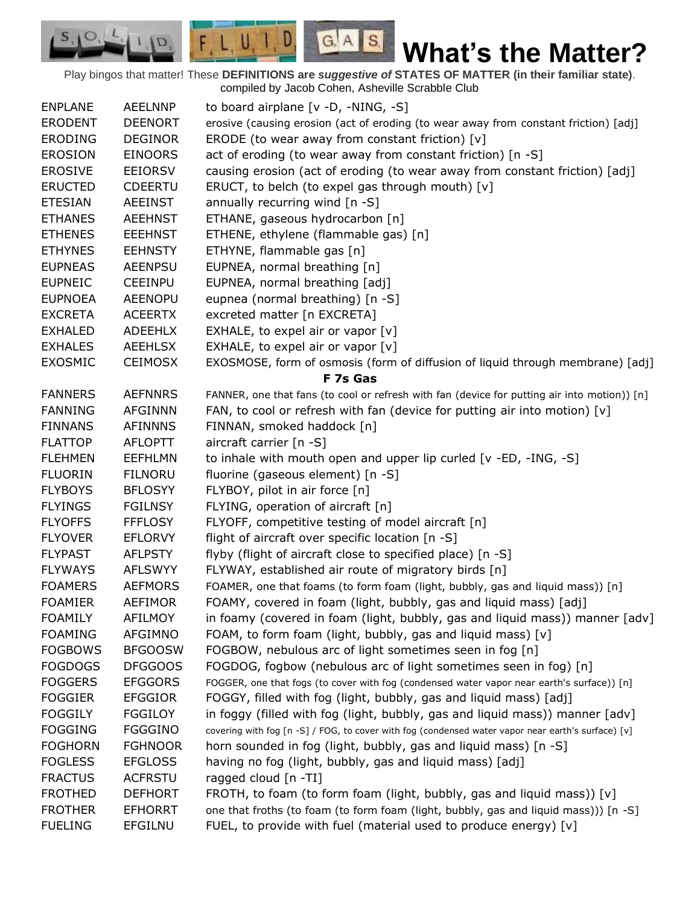# What's the Matter?

Play bingos that matter! These **DEFINITIONS are *suggestive of* STATES OF MATTER (in their familiar state)**.
compiled by Jacob Cohen, Asheville Scrabble Club

| | | |
|---|---|---|
| ENPLANE | AEELNNP | to board airplane [v -D, -NING, -S] |
| ERODENT | DEENORT | erosive (causing erosion (act of eroding (to wear away from constant friction) [adj] |
| ERODING | DEGINOR | ERODE (to wear away from constant friction) [v] |
| EROSION | EINOORS | act of eroding (to wear away from constant friction) [n -S] |
| EROSIVE | EEIORSV | causing erosion (act of eroding (to wear away from constant friction) [adj] |
| ERUCTED | CDEERTU | ERUCT, to belch (to expel gas through mouth) [v] |
| ETESIAN | AEEINST | annually recurring wind [n -S] |
| ETHANES | AEEHNST | ETHANE, gaseous hydrocarbon [n] |
| ETHENES | EEEHNST | ETHENE, ethylene (flammable gas) [n] |
| ETHYNES | EEHNSTY | ETHYNE, flammable gas [n] |
| EUPNEAS | AEENPSU | EUPNEA, normal breathing [n] |
| EUPNEIC | CEEINPU | EUPNEA, normal breathing [adj] |
| EUPNOEA | AEENOPU | eupnea (normal breathing) [n -S] |
| EXCRETA | ACEERTX | excreted matter [n EXCRETA] |
| EXHALED | ADEEHLX | EXHALE, to expel air or vapor [v] |
| EXHALES | AEEHLSX | EXHALE, to expel air or vapor [v] |
| EXOSMIC | CEIMOSX | EXOSMOSE, form of osmosis (form of diffusion of liquid through membrane) [adj] |
| | | **F 7s Gas** |
| FANNERS | AEFNNRS | FANNER, one that fans (to cool or refresh with fan (device for putting air into motion)) [n] |
| FANNING | AFGINNN | FAN, to cool or refresh with fan (device for putting air into motion) [v] |
| FINNANS | AFINNNS | FINNAN, smoked haddock [n] |
| FLATTOP | AFLOPTT | aircraft carrier [n -S] |
| FLEHMEN | EEFHLMN | to inhale with mouth open and upper lip curled [v -ED, -ING, -S] |
| FLUORIN | FILNORU | fluorine (gaseous element) [n -S] |
| FLYBOYS | BFLOSYY | FLYBOY, pilot in air force [n] |
| FLYINGS | FGILNSY | FLYING, operation of aircraft [n] |
| FLYOFFS | FFFLOSY | FLYOFF, competitive testing of model aircraft [n] |
| FLYOVER | EFLORVY | flight of aircraft over specific location [n -S] |
| FLYPAST | AFLPSTY | flyby (flight of aircraft close to specified place) [n -S] |
| FLYWAYS | AFLSWYY | FLYWAY, established air route of migratory birds [n] |
| FOAMERS | AEFMORS | FOAMER, one that foams (to form foam (light, bubbly, gas and liquid mass)) [n] |
| FOAMIER | AEFIMOR | FOAMY, covered in foam (light, bubbly, gas and liquid mass) [adj] |
| FOAMILY | AFILMOY | in foamy (covered in foam (light, bubbly, gas and liquid mass)) manner [adv] |
| FOAMING | AFGIMNO | FOAM, to form foam (light, bubbly, gas and liquid mass) [v] |
| FOGBOWS | BFGOOSW | FOGBOW, nebulous arc of light sometimes seen in fog [n] |
| FOGDOGS | DFGGOOS | FOGDOG, fogbow (nebulous arc of light sometimes seen in fog) [n] |
| FOGGERS | EFGGORS | FOGGER, one that fogs (to cover with fog (condensed water vapor near earth's surface)) [n] |
| FOGGIER | EFGGIOR | FOGGY, filled with fog (light, bubbly, gas and liquid mass) [adj] |
| FOGGILY | FGGILOY | in foggy (filled with fog (light, bubbly, gas and liquid mass)) manner [adv] |
| FOGGING | FGGGINO | covering with fog [n -S] / FOG, to cover with fog (condensed water vapor near earth's surface) [v] |
| FOGHORN | FGHNOOR | horn sounded in fog (light, bubbly, gas and liquid mass) [n -S] |
| FOGLESS | EFGLOSS | having no fog (light, bubbly, gas and liquid mass) [adj] |
| FRACTUS | ACFRSTU | ragged cloud [n -TI] |
| FROTHED | DEFHORT | FROTH, to foam (to form foam (light, bubbly, gas and liquid mass)) [v] |
| FROTHER | EFHORRT | one that froths (to foam (to form foam (light, bubbly, gas and liquid mass))) [n -S] |
| FUELING | EFGILNU | FUEL, to provide with fuel (material used to produce energy) [v] |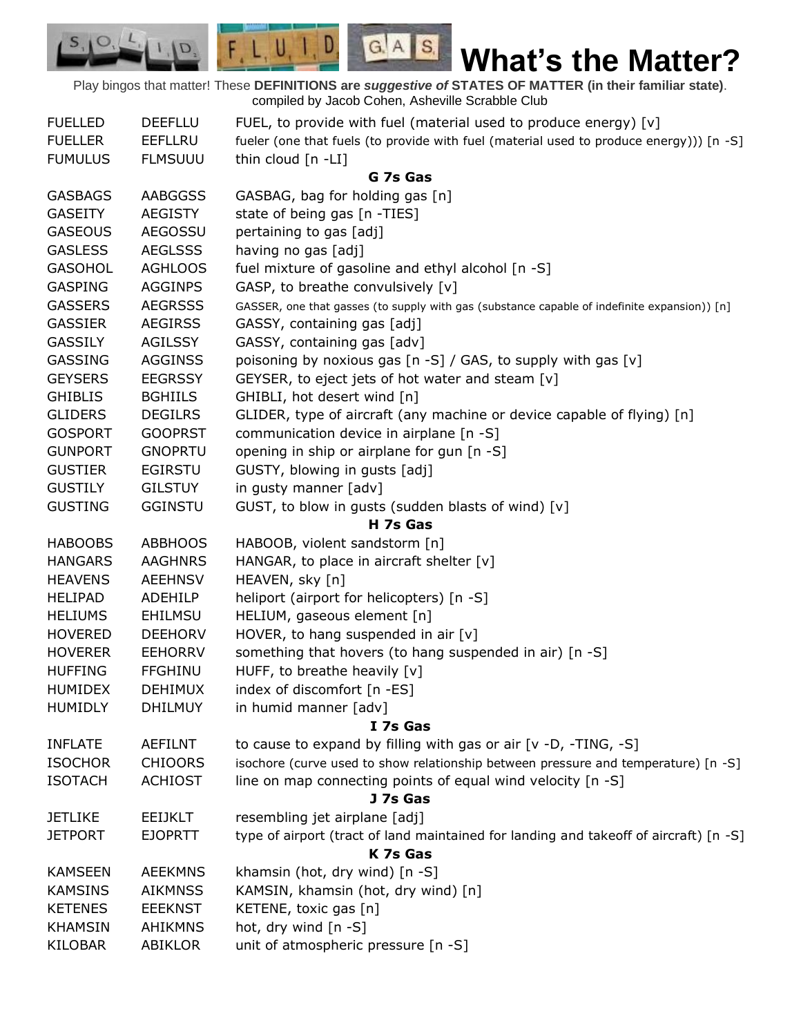# What's the Matter?

Play bingos that matter! These **DEFINITIONS are *suggestive of* STATES OF MATTER (in their familiar state)**.
compiled by Jacob Cohen, Asheville Scrabble Club

| | | |
|---|---|---|
| FUELLED | DEEFLLU | FUEL, to provide with fuel (material used to produce energy) [v] |
| FUELLER | EEFLLRU | fueler (one that fuels (to provide with fuel (material used to produce energy))) [n -S] |
| FUMULUS | FLMSUUU | thin cloud [n -LI] |
| | | **G 7s Gas** |
| GASBAGS | AABGGSS | GASBAG, bag for holding gas [n] |
| GASEITY | AEGISTY | state of being gas [n -TIES] |
| GASEOUS | AEGOSSU | pertaining to gas [adj] |
| GASLESS | AEGLSSS | having no gas [adj] |
| GASOHOL | AGHLOOS | fuel mixture of gasoline and ethyl alcohol [n -S] |
| GASPING | AGGINPS | GASP, to breathe convulsively [v] |
| GASSERS | AEGRSSS | GASSER, one that gasses (to supply with gas (substance capable of indefinite expansion)) [n] |
| GASSIER | AEGIRSS | GASSY, containing gas [adj] |
| GASSILY | AGILSSY | GASSY, containing gas [adv] |
| GASSING | AGGINSS | poisoning by noxious gas [n -S] / GAS, to supply with gas [v] |
| GEYSERS | EEGRSSY | GEYSER, to eject jets of hot water and steam [v] |
| GHIBLIS | BGHIILS | GHIBLI, hot desert wind [n] |
| GLIDERS | DEGILRS | GLIDER, type of aircraft (any machine or device capable of flying) [n] |
| GOSPORT | GOOPRST | communication device in airplane [n -S] |
| GUNPORT | GNOPRTU | opening in ship or airplane for gun [n -S] |
| GUSTIER | EGIRSTU | GUSTY, blowing in gusts [adj] |
| GUSTILY | GILSTUY | in gusty manner [adv] |
| GUSTING | GGINSTU | GUST, to blow in gusts (sudden blasts of wind) [v] |
| | | **H 7s Gas** |
| HABOOBS | ABBHOOS | HABOOB, violent sandstorm [n] |
| HANGARS | AAGHNRS | HANGAR, to place in aircraft shelter [v] |
| HEAVENS | AEEHNSV | HEAVEN, sky [n] |
| HELIPAD | ADEHILP | heliport (airport for helicopters) [n -S] |
| HELIUMS | EHILMSU | HELIUM, gaseous element [n] |
| HOVERED | DEEHORV | HOVER, to hang suspended in air [v] |
| HOVERER | EEHORRV | something that hovers (to hang suspended in air) [n -S] |
| HUFFING | FFGHINU | HUFF, to breathe heavily [v] |
| HUMIDEX | DEHIMUX | index of discomfort [n -ES] |
| HUMIDLY | DHILMUY | in humid manner [adv] |
| | | **I 7s Gas** |
| INFLATE | AEFILNT | to cause to expand by filling with gas or air [v -D, -TING, -S] |
| ISOCHOR | CHIOORS | isochore (curve used to show relationship between pressure and temperature) [n -S] |
| ISOTACH | ACHIOST | line on map connecting points of equal wind velocity [n -S] |
| | | **J 7s Gas** |
| JETLIKE | EEIJKLT | resembling jet airplane [adj] |
| JETPORT | EJOPRTT | type of airport (tract of land maintained for landing and takeoff of aircraft) [n -S] |
| | | **K 7s Gas** |
| KAMSEEN | AEEKMNS | khamsin (hot, dry wind) [n -S] |
| KAMSINS | AIKMNSS | KAMSIN, khamsin (hot, dry wind) [n] |
| KETENES | EEEKNST | KETENE, toxic gas [n] |
| KHAMSIN | AHIKMNS | hot, dry wind [n -S] |
| KILOBAR | ABIKLOR | unit of atmospheric pressure [n -S] |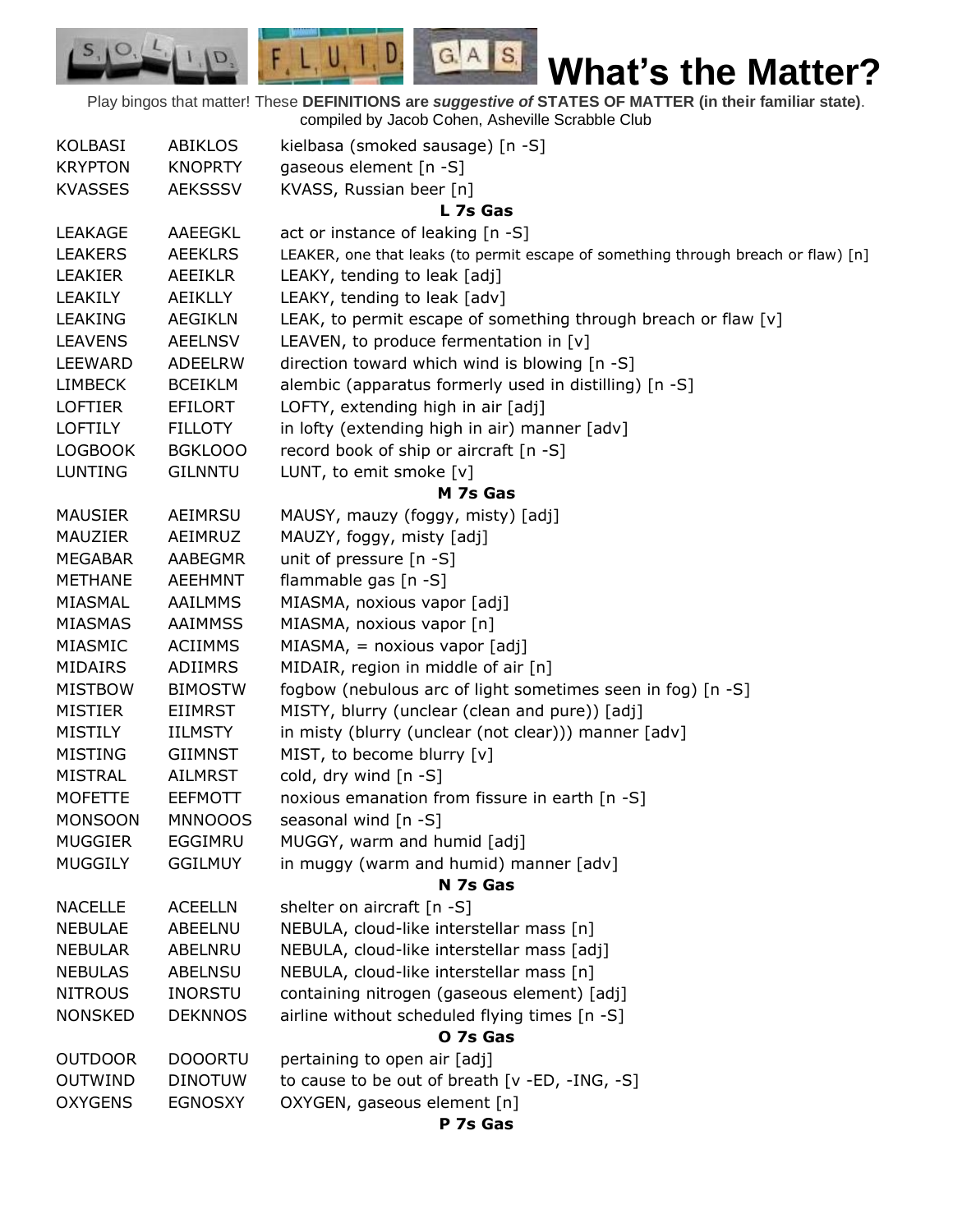# What's the Matter?

Play bingos that matter! These **DEFINITIONS are *suggestive of* STATES OF MATTER (in their familiar state)**.
compiled by Jacob Cohen, Asheville Scrabble Club

| | | |
|---|---|---|
| KOLBASI | ABIKLOS | kielbasa (smoked sausage) [n -S] |
| KRYPTON | KNOPRTY | gaseous element [n -S] |
| KVASSES | AEKSSSV | KVASS, Russian beer [n] |
| | | **L 7s Gas** |
| LEAKAGE | AAEEGKL | act or instance of leaking [n -S] |
| LEAKERS | AEEKLRS | LEAKER, one that leaks (to permit escape of something through breach or flaw) [n] |
| LEAKIER | AEEIKLR | LEAKY, tending to leak [adj] |
| LEAKILY | AEIKLLY | LEAKY, tending to leak [adv] |
| LEAKING | AEGIKLN | LEAK, to permit escape of something through breach or flaw [v] |
| LEAVENS | AEELNSV | LEAVEN, to produce fermentation in [v] |
| LEEWARD | ADEELRW | direction toward which wind is blowing [n -S] |
| LIMBECK | BCEIKLM | alembic (apparatus formerly used in distilling) [n -S] |
| LOFTIER | EFILORT | LOFTY, extending high in air [adj] |
| LOFTILY | FILLOTY | in lofty (extending high in air) manner [adv] |
| LOGBOOK | BGKLOOO | record book of ship or aircraft [n -S] |
| LUNTING | GILNNTU | LUNT, to emit smoke [v] |
| | | **M 7s Gas** |
| MAUSIER | AEIMRSU | MAUSY, mauzy (foggy, misty) [adj] |
| MAUZIER | AEIMRUZ | MAUZY, foggy, misty [adj] |
| MEGABAR | AABEGMR | unit of pressure [n -S] |
| METHANE | AEEHMNT | flammable gas [n -S] |
| MIASMAL | AAILMMS | MIASMA, noxious vapor [adj] |
| MIASMAS | AAIMMSS | MIASMA, noxious vapor [n] |
| MIASMIC | ACIIMMS | MIASMA, = noxious vapor [adj] |
| MIDAIRS | ADIIMRS | MIDAIR, region in middle of air [n] |
| MISTBOW | BIMOSTW | fogbow (nebulous arc of light sometimes seen in fog) [n -S] |
| MISTIER | EIIMRST | MISTY, blurry (unclear (clean and pure)) [adj] |
| MISTILY | IILMSTY | in misty (blurry (unclear (not clear))) manner [adv] |
| MISTING | GIIMNST | MIST, to become blurry [v] |
| MISTRAL | AILMRST | cold, dry wind [n -S] |
| MOFETTE | EEFMOTT | noxious emanation from fissure in earth [n -S] |
| MONSOON | MNNOOOS | seasonal wind [n -S] |
| MUGGIER | EGGIMRU | MUGGY, warm and humid [adj] |
| MUGGILY | GGILMUY | in muggy (warm and humid) manner [adv] |
| | | **N 7s Gas** |
| NACELLE | ACEELLN | shelter on aircraft [n -S] |
| NEBULAE | ABEELNU | NEBULA, cloud-like interstellar mass [n] |
| NEBULAR | ABELNRU | NEBULA, cloud-like interstellar mass [adj] |
| NEBULAS | ABELNSU | NEBULA, cloud-like interstellar mass [n] |
| NITROUS | INORSTU | containing nitrogen (gaseous element) [adj] |
| NONSKED | DEKNNOS | airline without scheduled flying times [n -S] |
| | | **O 7s Gas** |
| OUTDOOR | DOOORTU | pertaining to open air [adj] |
| OUTWIND | DINOTUW | to cause to be out of breath [v -ED, -ING, -S] |
| OXYGENS | EGNOSXY | OXYGEN, gaseous element [n] |
| | | **P 7s Gas** |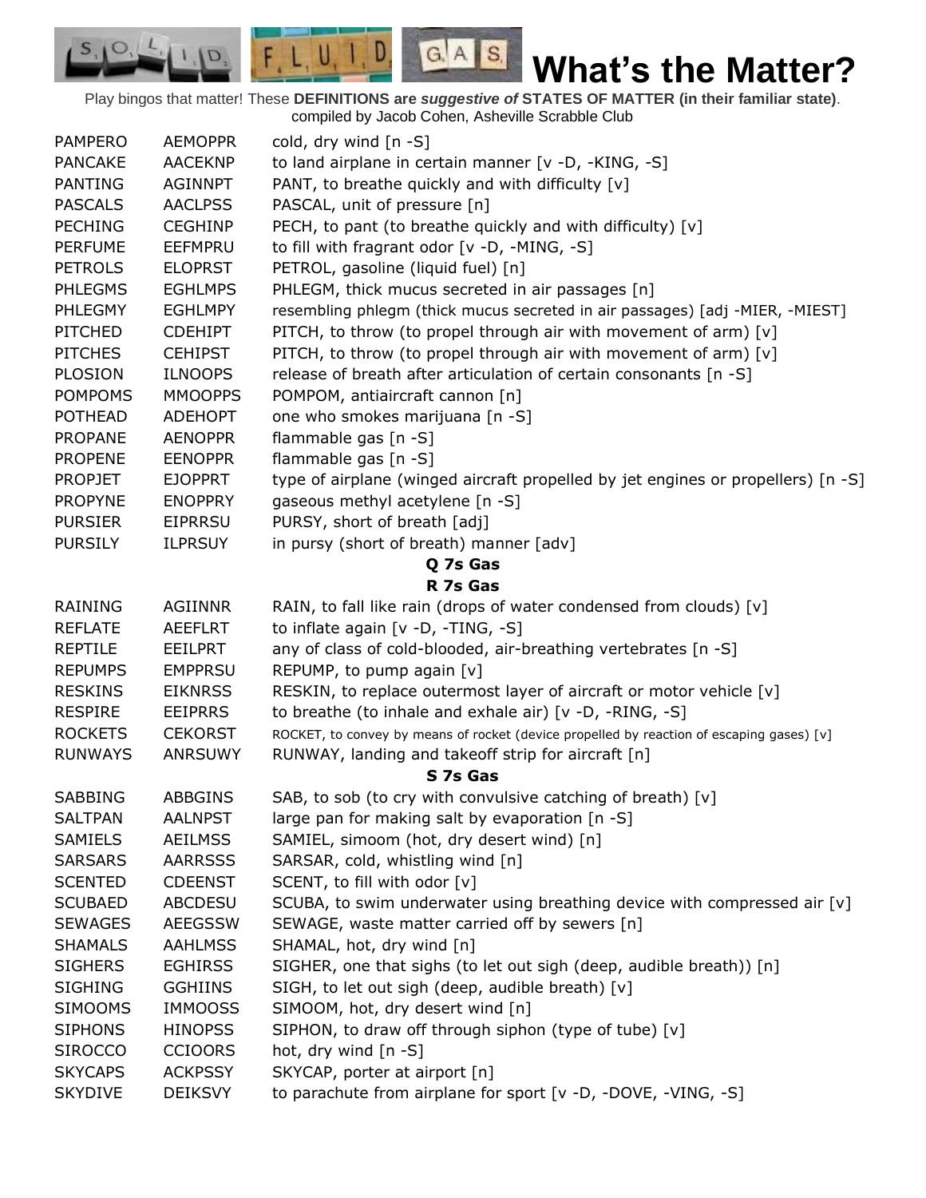# What's the Matter?

Play bingos that matter! These **DEFINITIONS are *suggestive of* STATES OF MATTER (in their familiar state)**. compiled by Jacob Cohen, Asheville Scrabble Club

| | | |
|---|---|---|
| PAMPERO | AEMOPPR | cold, dry wind [n -S] |
| PANCAKE | AACEKNP | to land airplane in certain manner [v -D, -KING, -S] |
| PANTING | AGINNPT | PANT, to breathe quickly and with difficulty [v] |
| PASCALS | AACLPSS | PASCAL, unit of pressure [n] |
| PECHING | CEGHINP | PECH, to pant (to breathe quickly and with difficulty) [v] |
| PERFUME | EEFMPRU | to fill with fragrant odor [v -D, -MING, -S] |
| PETROLS | ELOPRST | PETROL, gasoline (liquid fuel) [n] |
| PHLEGMS | EGHLMPS | PHLEGM, thick mucus secreted in air passages [n] |
| PHLEGMY | EGHLMPY | resembling phlegm (thick mucus secreted in air passages) [adj -MIER, -MIEST] |
| PITCHED | CDEHIPT | PITCH, to throw (to propel through air with movement of arm) [v] |
| PITCHES | CEHIPST | PITCH, to throw (to propel through air with movement of arm) [v] |
| PLOSION | ILNOOPS | release of breath after articulation of certain consonants [n -S] |
| POMPOMS | MMOOPPS | POMPOM, antiaircraft cannon [n] |
| POTHEAD | ADEHOPT | one who smokes marijuana [n -S] |
| PROPANE | AENOPPR | flammable gas [n -S] |
| PROPENE | EENOPPR | flammable gas [n -S] |
| PROPJET | EJOPPRT | type of airplane (winged aircraft propelled by jet engines or propellers) [n -S] |
| PROPYNE | ENOPPRY | gaseous methyl acetylene [n -S] |
| PURSIER | EIPRRSU | PURSY, short of breath [adj] |
| PURSILY | ILPRSUY | in pursy (short of breath) manner [adv] |
| | | **Q 7s Gas** |
| | | **R 7s Gas** |
| RAINING | AGIINNR | RAIN, to fall like rain (drops of water condensed from clouds) [v] |
| REFLATE | AEEFLRT | to inflate again [v -D, -TING, -S] |
| REPTILE | EEILPRT | any of class of cold-blooded, air-breathing vertebrates [n -S] |
| REPUMPS | EMPPRSU | REPUMP, to pump again [v] |
| RESKINS | EIKNRSS | RESKIN, to replace outermost layer of aircraft or motor vehicle [v] |
| RESPIRE | EEIPRRS | to breathe (to inhale and exhale air) [v -D, -RING, -S] |
| ROCKETS | CEKORST | ROCKET, to convey by means of rocket (device propelled by reaction of escaping gases) [v] |
| RUNWAYS | ANRSUWY | RUNWAY, landing and takeoff strip for aircraft [n] |
| | | **S 7s Gas** |
| SABBING | ABBGINS | SAB, to sob (to cry with convulsive catching of breath) [v] |
| SALTPAN | AALNPST | large pan for making salt by evaporation [n -S] |
| SAMIELS | AEILMSS | SAMIEL, simoom (hot, dry desert wind) [n] |
| SARSARS | AARRSSS | SARSAR, cold, whistling wind [n] |
| SCENTED | CDEENST | SCENT, to fill with odor [v] |
| SCUBAED | ABCDESU | SCUBA, to swim underwater using breathing device with compressed air [v] |
| SEWAGES | AEEGSSW | SEWAGE, waste matter carried off by sewers [n] |
| SHAMALS | AAHLMSS | SHAMAL, hot, dry wind [n] |
| SIGHERS | EGHIRSS | SIGHER, one that sighs (to let out sigh (deep, audible breath)) [n] |
| SIGHING | GGHIINS | SIGH, to let out sigh (deep, audible breath) [v] |
| SIMOOMS | IMMOOSS | SIMOOM, hot, dry desert wind [n] |
| SIPHONS | HINOPSS | SIPHON, to draw off through siphon (type of tube) [v] |
| SIROCCO | CCIOORS | hot, dry wind [n -S] |
| SKYCAPS | ACKPSSY | SKYCAP, porter at airport [n] |
| SKYDIVE | DEIKSVY | to parachute from airplane for sport [v -D, -DOVE, -VING, -S] |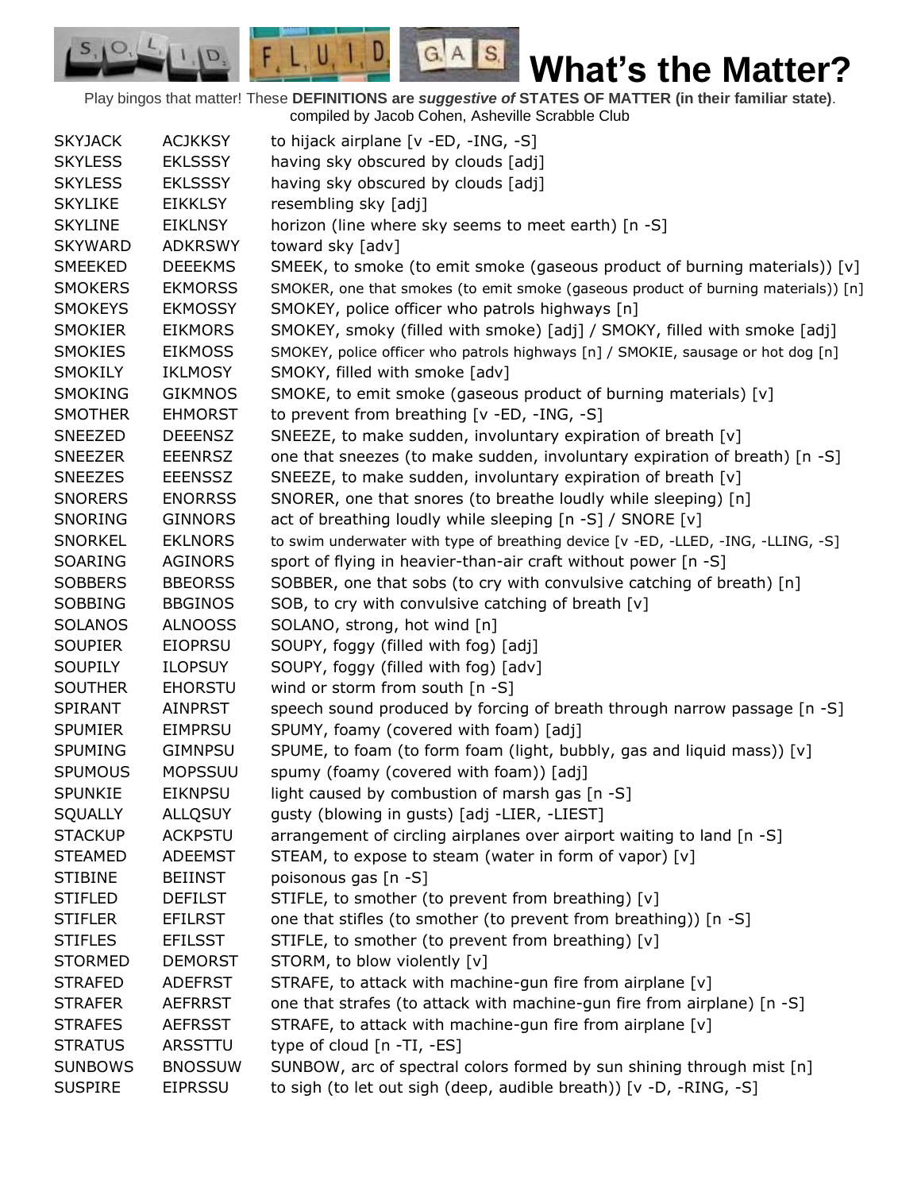# What's the Matter?

Play bingos that matter! These **DEFINITIONS are *suggestive of* STATES OF MATTER (in their familiar state)**.
compiled by Jacob Cohen, Asheville Scrabble Club

| | | |
|---|---|---|
| SKYJACK | ACJKKSY | to hijack airplane [v -ED, -ING, -S] |
| SKYLESS | EKLSSSY | having sky obscured by clouds [adj] |
| SKYLESS | EKLSSSY | having sky obscured by clouds [adj] |
| SKYLIKE | EIKKLSY | resembling sky [adj] |
| SKYLINE | EIKLNSY | horizon (line where sky seems to meet earth) [n -S] |
| SKYWARD | ADKRSWY | toward sky [adv] |
| SMEEKED | DEEEKMS | SMEEK, to smoke (to emit smoke (gaseous product of burning materials)) [v] |
| SMOKERS | EKMORSS | SMOKER, one that smokes (to emit smoke (gaseous product of burning materials)) [n] |
| SMOKEYS | EKMOSSY | SMOKEY, police officer who patrols highways [n] |
| SMOKIER | EIKMORS | SMOKEY, smoky (filled with smoke) [adj] / SMOKY, filled with smoke [adj] |
| SMOKIES | EIKMOSS | SMOKEY, police officer who patrols highways [n] / SMOKIE, sausage or hot dog [n] |
| SMOKILY | IKLMOSY | SMOKY, filled with smoke [adv] |
| SMOKING | GIKMNOS | SMOKE, to emit smoke (gaseous product of burning materials) [v] |
| SMOTHER | EHMORST | to prevent from breathing [v -ED, -ING, -S] |
| SNEEZED | DEEENSZ | SNEEZE, to make sudden, involuntary expiration of breath [v] |
| SNEEZER | EEENRSZ | one that sneezes (to make sudden, involuntary expiration of breath) [n -S] |
| SNEEZES | EEENSSZ | SNEEZE, to make sudden, involuntary expiration of breath [v] |
| SNORERS | ENORRSS | SNORER, one that snores (to breathe loudly while sleeping) [n] |
| SNORING | GINNORS | act of breathing loudly while sleeping [n -S] / SNORE [v] |
| SNORKEL | EKLNORS | to swim underwater with type of breathing device [v -ED, -LLED, -ING, -LLING, -S] |
| SOARING | AGINORS | sport of flying in heavier-than-air craft without power [n -S] |
| SOBBERS | BBEORSS | SOBBER, one that sobs (to cry with convulsive catching of breath) [n] |
| SOBBING | BBGINOS | SOB, to cry with convulsive catching of breath [v] |
| SOLANOS | ALNOOSS | SOLANO, strong, hot wind [n] |
| SOUPIER | EIOPRSU | SOUPY, foggy (filled with fog) [adj] |
| SOUPILY | ILOPSUY | SOUPY, foggy (filled with fog) [adv] |
| SOUTHER | EHORSTU | wind or storm from south [n -S] |
| SPIRANT | AINPRST | speech sound produced by forcing of breath through narrow passage [n -S] |
| SPUMIER | EIMPRSU | SPUMY, foamy (covered with foam) [adj] |
| SPUMING | GIMNPSU | SPUME, to foam (to form foam (light, bubbly, gas and liquid mass)) [v] |
| SPUMOUS | MOPSSUU | spumy (foamy (covered with foam)) [adj] |
| SPUNKIE | EIKNPSU | light caused by combustion of marsh gas [n -S] |
| SQUALLY | ALLQSUY | gusty (blowing in gusts) [adj -LIER, -LIEST] |
| STACKUP | ACKPSTU | arrangement of circling airplanes over airport waiting to land [n -S] |
| STEAMED | ADEEMST | STEAM, to expose to steam (water in form of vapor) [v] |
| STIBINE | BEIINST | poisonous gas [n -S] |
| STIFLED | DEFILST | STIFLE, to smother (to prevent from breathing) [v] |
| STIFLER | EFILRST | one that stifles (to smother (to prevent from breathing)) [n -S] |
| STIFLES | EFILSST | STIFLE, to smother (to prevent from breathing) [v] |
| STORMED | DEMORST | STORM, to blow violently [v] |
| STRAFED | ADEFRST | STRAFE, to attack with machine-gun fire from airplane [v] |
| STRAFER | AEFRRST | one that strafes (to attack with machine-gun fire from airplane) [n -S] |
| STRAFES | AEFRSST | STRAFE, to attack with machine-gun fire from airplane [v] |
| STRATUS | ARSSTTU | type of cloud [n -TI, -ES] |
| SUNBOWS | BNOSSUW | SUNBOW, arc of spectral colors formed by sun shining through mist [n] |
| SUSPIRE | EIPRSSU | to sigh (to let out sigh (deep, audible breath)) [v -D, -RING, -S] |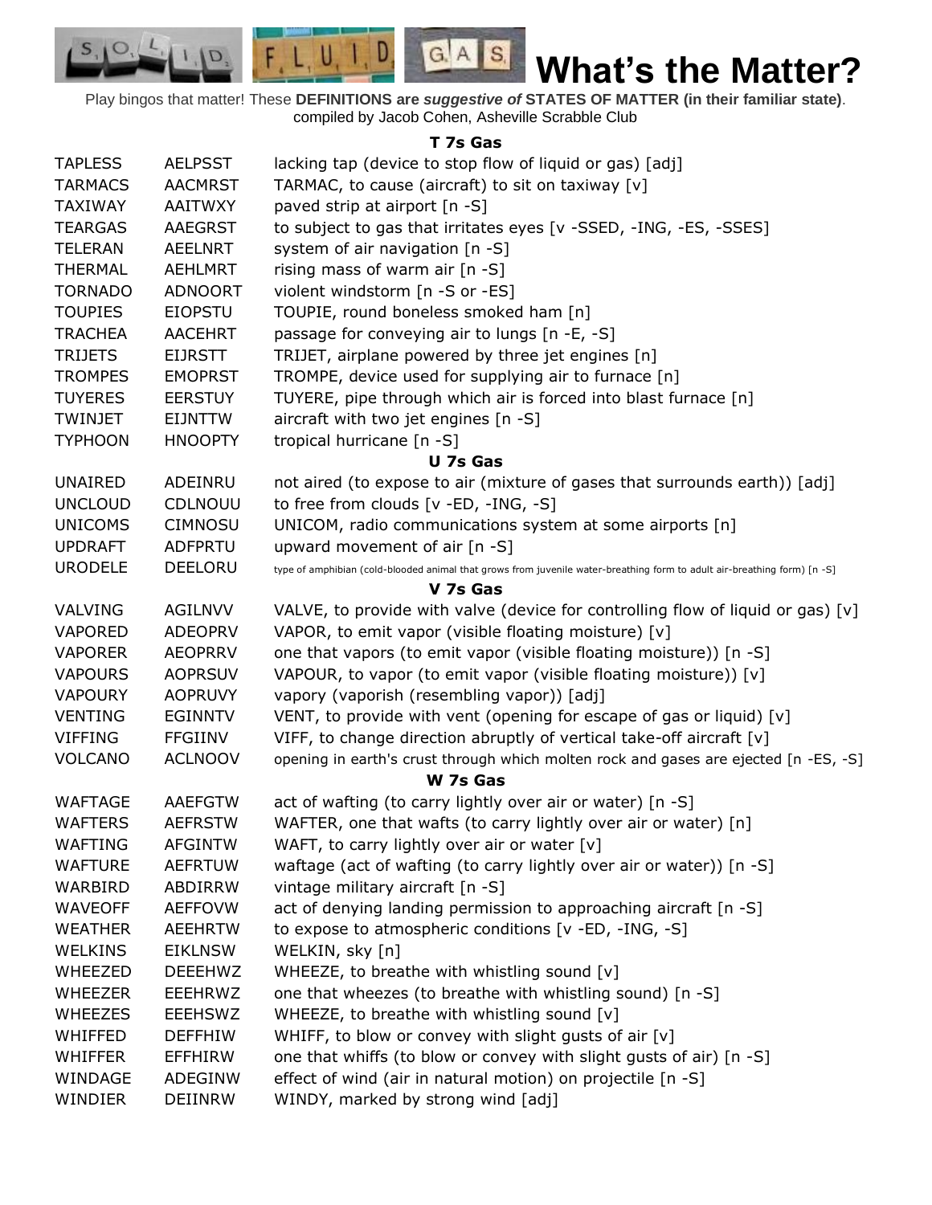# What's the Matter?

Play bingos that matter! These **DEFINITIONS are *suggestive of* STATES OF MATTER (in their familiar state)**. compiled by Jacob Cohen, Asheville Scrabble Club

### T 7s Gas

| | | |
|---|---|---|
| TAPLESS | AELPSST | lacking tap (device to stop flow of liquid or gas) [adj] |
| TARMACS | AACMRST | TARMAC, to cause (aircraft) to sit on taxiway [v] |
| TAXIWAY | AAITWXY | paved strip at airport [n -S] |
| TEARGAS | AAEGRST | to subject to gas that irritates eyes [v -SSED, -ING, -ES, -SSES] |
| TELERAN | AEELNRT | system of air navigation [n -S] |
| THERMAL | AEHLMRT | rising mass of warm air [n -S] |
| TORNADO | ADNOORT | violent windstorm [n -S or -ES] |
| TOUPIES | EIOPSTU | TOUPIE, round boneless smoked ham [n] |
| TRACHEA | AACEHRT | passage for conveying air to lungs [n -E, -S] |
| TRIJETS | EIJRSTT | TRIJET, airplane powered by three jet engines [n] |
| TROMPES | EMOPRST | TROMPE, device used for supplying air to furnace [n] |
| TUYERES | EERSTUY | TUYERE, pipe through which air is forced into blast furnace [n] |
| TWINJET | EIJNTTW | aircraft with two jet engines [n -S] |
| TYPHOON | HNOOPTY | tropical hurricane [n -S] |

### U 7s Gas

| | | |
|---|---|---|
| UNAIRED | ADEINRU | not aired (to expose to air (mixture of gases that surrounds earth)) [adj] |
| UNCLOUD | CDLNOUU | to free from clouds [v -ED, -ING, -S] |
| UNICOMS | CIMNOSU | UNICOM, radio communications system at some airports [n] |
| UPDRAFT | ADFPRTU | upward movement of air [n -S] |
| URODELE | DEELORU | type of amphibian (cold-blooded animal that grows from juvenile water-breathing form to adult air-breathing form) [n -S] |

### V 7s Gas

| | | |
|---|---|---|
| VALVING | AGILNVV | VALVE, to provide with valve (device for controlling flow of liquid or gas) [v] |
| VAPORED | ADEOPRV | VAPOR, to emit vapor (visible floating moisture) [v] |
| VAPORER | AEOPRRV | one that vapors (to emit vapor (visible floating moisture)) [n -S] |
| VAPOURS | AOPRSUV | VAPOUR, to vapor (to emit vapor (visible floating moisture)) [v] |
| VAPOURY | AOPRUVY | vapory (vaporish (resembling vapor)) [adj] |
| VENTING | EGINNTV | VENT, to provide with vent (opening for escape of gas or liquid) [v] |
| VIFFING | FFGIINV | VIFF, to change direction abruptly of vertical take-off aircraft [v] |
| VOLCANO | ACLNOOV | opening in earth's crust through which molten rock and gases are ejected [n -ES, -S] |

### W 7s Gas

| | | |
|---|---|---|
| WAFTAGE | AAEFGTW | act of wafting (to carry lightly over air or water) [n -S] |
| WAFTERS | AEFRSTW | WAFTER, one that wafts (to carry lightly over air or water) [n] |
| WAFTING | AFGINTW | WAFT, to carry lightly over air or water [v] |
| WAFTURE | AEFRTUW | waftage (act of wafting (to carry lightly over air or water)) [n -S] |
| WARBIRD | ABDIRRW | vintage military aircraft [n -S] |
| WAVEOFF | AEFFOVW | act of denying landing permission to approaching aircraft [n -S] |
| WEATHER | AEEHRTW | to expose to atmospheric conditions [v -ED, -ING, -S] |
| WELKINS | EIKLNSW | WELKIN, sky [n] |
| WHEEZED | DEEEHWZ | WHEEZE, to breathe with whistling sound [v] |
| WHEEZER | EEEHRWZ | one that wheezes (to breathe with whistling sound) [n -S] |
| WHEEZES | EEEHSWZ | WHEEZE, to breathe with whistling sound [v] |
| WHIFFED | DEFFHIW | WHIFF, to blow or convey with slight gusts of air [v] |
| WHIFFER | EFFHIRW | one that whiffs (to blow or convey with slight gusts of air) [n -S] |
| WINDAGE | ADEGINW | effect of wind (air in natural motion) on projectile [n -S] |
| WINDIER | DEIINRW | WINDY, marked by strong wind [adj] |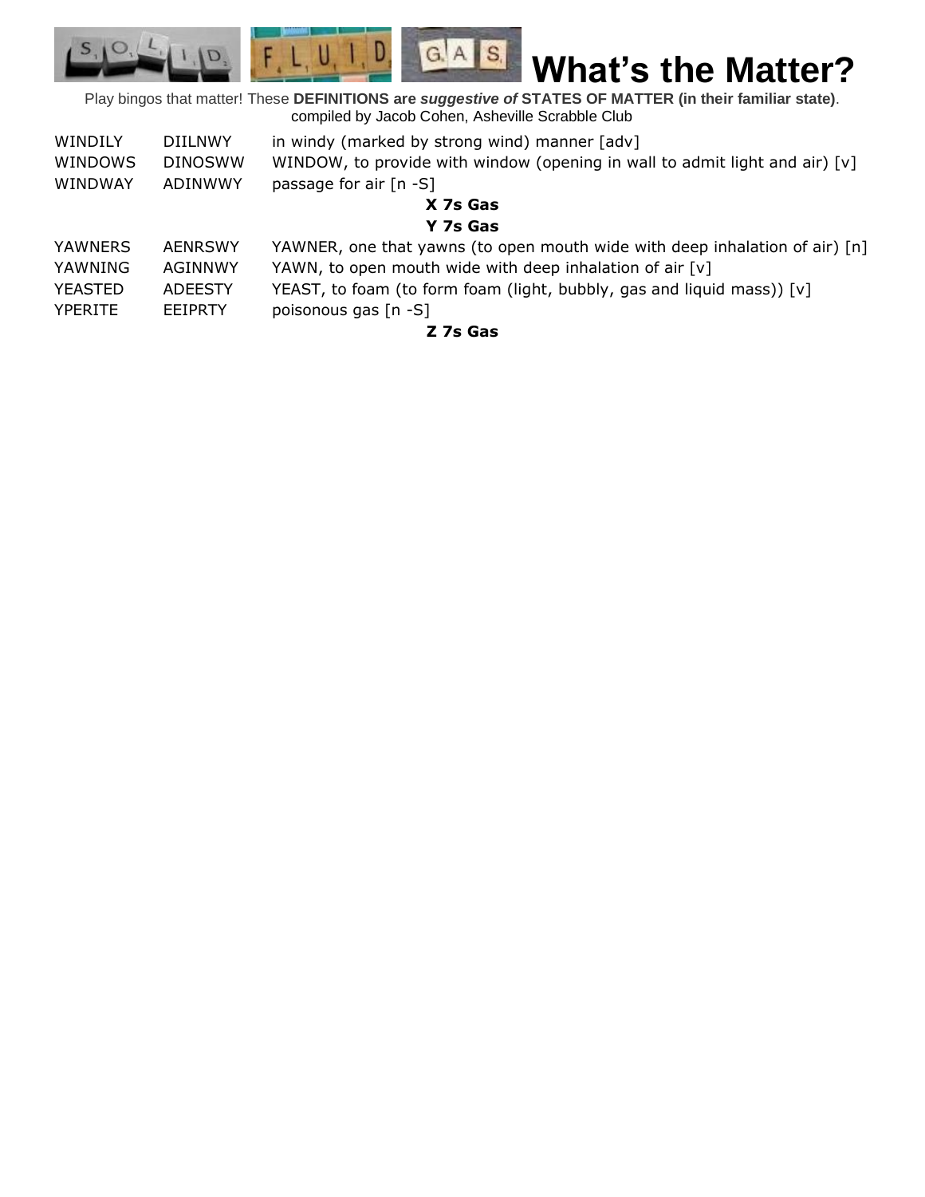# What's the Matter?

Play bingos that matter! These **DEFINITIONS are *suggestive of* STATES OF MATTER (in their familiar state)**.
compiled by Jacob Cohen, Asheville Scrabble Club

| | | |
|---|---|---|
| WINDILY | DIILNWY | in windy (marked by strong wind) manner [adv] |
| WINDOWS | DINOSWW | WINDOW, to provide with window (opening in wall to admit light and air) [v] |
| WINDWAY | ADINWWY | passage for air [n -S] |

**X 7s Gas**

**Y 7s Gas**

| | | |
|---|---|---|
| YAWNERS | AENRSWY | YAWNER, one that yawns (to open mouth wide with deep inhalation of air) [n] |
| YAWNING | AGINNWY | YAWN, to open mouth wide with deep inhalation of air [v] |
| YEASTED | ADEESTY | YEAST, to foam (to form foam (light, bubbly, gas and liquid mass)) [v] |
| YPERITE | EEIPRTY | poisonous gas [n -S] |

**Z 7s Gas**